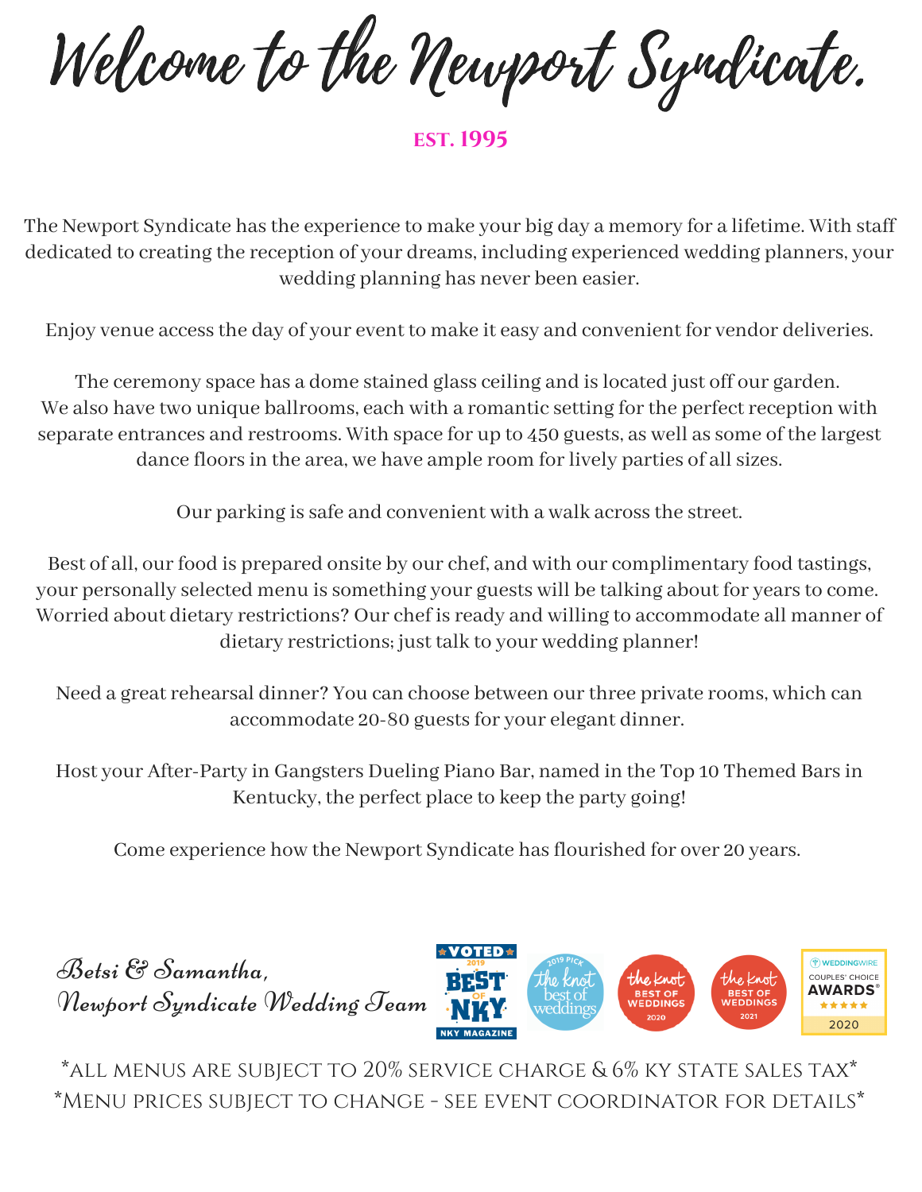# Welcome to the Newport Syndicate.

**EST. 1995**

The Newport Syndicate has the experience to make your big day a memory for a lifetime. With staff dedicated to creating the reception of your dreams, including experienced wedding planners, your wedding planning has never been easier.

Enjoy venue access the day of your event to make it easy and convenient for vendor deliveries.

The ceremony space has a dome stained glass ceiling and is located just off our garden. We also have two unique ballrooms, each with a romantic setting for the perfect reception with separate entrances and restrooms. With space for up to 450 guests, as well as some of the largest dance floors in the area, we have ample room for lively parties of all sizes.

Our parking is safe and convenient with a walk across the street.

Best of all, our food is prepared onsite by our chef, and with our complimentary food tastings, your personally selected menu is something your guests will be talking about for years to come. Worried about dietary restrictions? Our chef is ready and willing to accommodate all manner of dietary restrictions; just talk to your wedding planner!

Need a great rehearsal dinner? You can choose between our three private rooms, which can accommodate 20-80 guests for your elegant dinner.

Host your After-Party in Gangsters Dueling Piano Bar, named in the Top 10 Themed Bars in Kentucky, the perfect place to keep the party going!

Come experience how the Newport Syndicate has flourished for over 20 years.

*Betsi & Samantha,*
*Newport Syndicate Wedding Team*

VOTED 2019 BEST OF NKY – NKY MAGAZINE | 2019 PICK the knot best of weddings | the knot BEST OF WEDDINGS 2020 | the knot BEST OF WEDDINGS 2021 | WEDDINGWIRE COUPLES' CHOICE AWARDS 2020

*ALL MENUS ARE SUBJECT TO 20% SERVICE CHARGE & 6% KY STATE SALES TAX*
*MENU PRICES SUBJECT TO CHANGE - SEE EVENT COORDINATOR FOR DETAILS*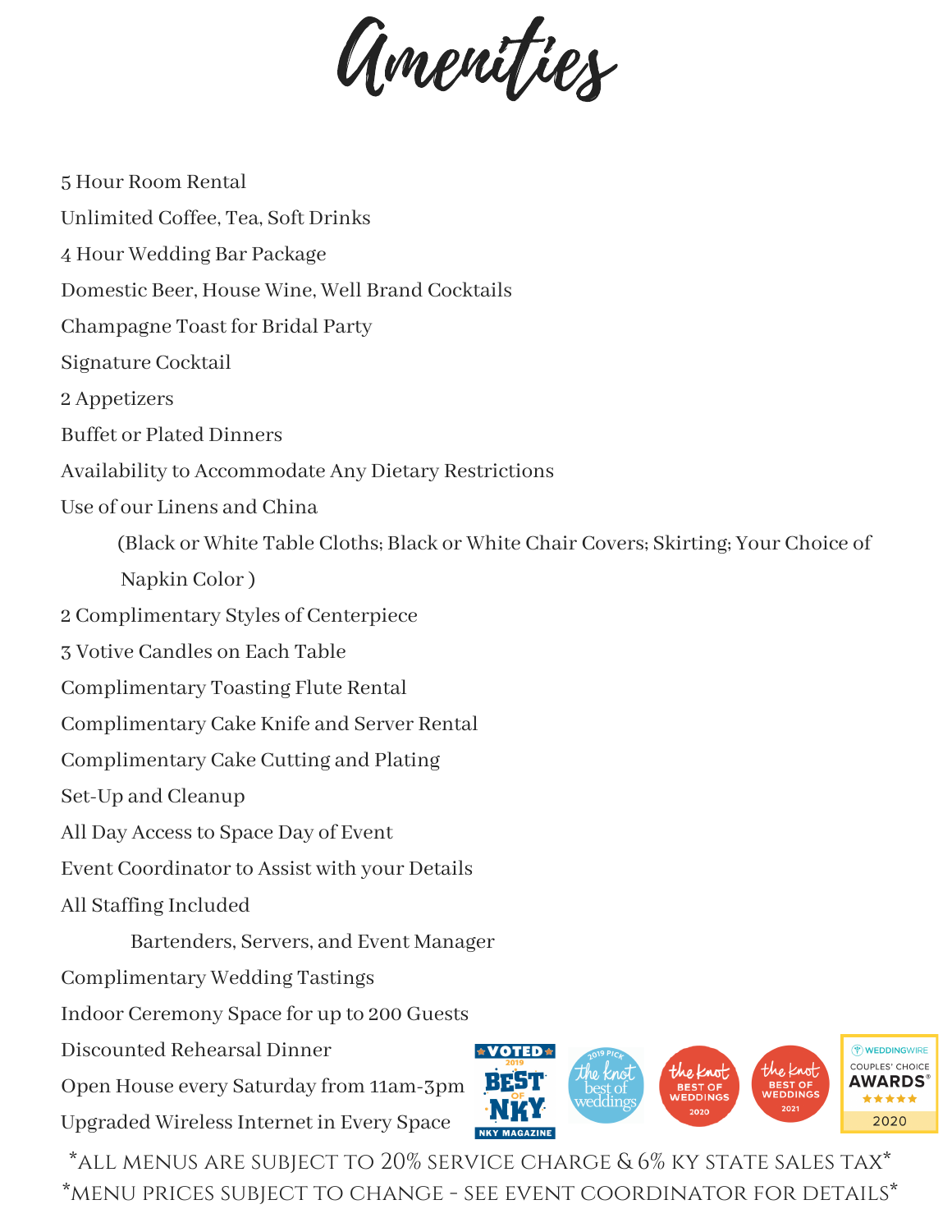# Amenities

5 Hour Room Rental

Unlimited Coffee, Tea, Soft Drinks

4 Hour Wedding Bar Package

Domestic Beer, House Wine, Well Brand Cocktails

Champagne Toast for Bridal Party

Signature Cocktail

2 Appetizers

Buffet or Plated Dinners

Availability to Accommodate Any Dietary Restrictions

Use of our Linens and China

(Black or White Table Cloths; Black or White Chair Covers; Skirting; Your Choice of Napkin Color )

2 Complimentary Styles of Centerpiece

3 Votive Candles on Each Table

Complimentary Toasting Flute Rental

Complimentary Cake Knife and Server Rental

Complimentary Cake Cutting and Plating

Set-Up and Cleanup

All Day Access to Space Day of Event

Event Coordinator to Assist with your Details

All Staffing Included

Bartenders, Servers, and Event Manager

Complimentary Wedding Tastings

Indoor Ceremony Space for up to 200 Guests

Discounted Rehearsal Dinner

Open House every Saturday from 11am-3pm

Upgraded Wireless Internet in Every Space

VOTED 2019 BEST OF NKY — NKY MAGAZINE | 2019 PICK the knot best of weddings | the knot BEST OF WEDDINGS 2020 | the knot BEST OF WEDDINGS 2021 | WEDDINGWIRE COUPLES' CHOICE AWARDS 2020

*ALL MENUS ARE SUBJECT TO 20% SERVICE CHARGE & 6% KY STATE SALES TAX*

*MENU PRICES SUBJECT TO CHANGE - SEE EVENT COORDINATOR FOR DETAILS*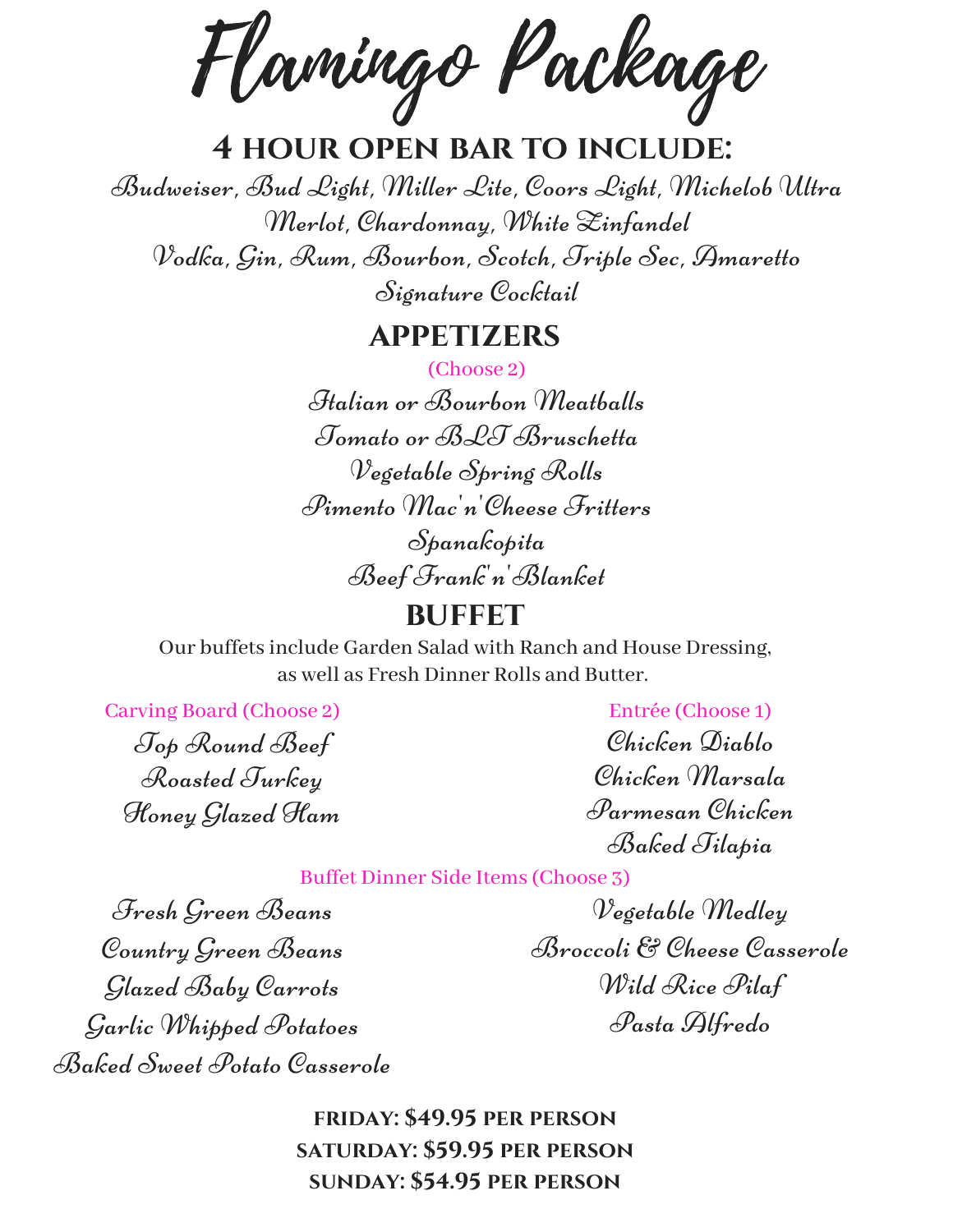# Flamingo Package

## 4 HOUR OPEN BAR TO INCLUDE:

Budweiser, Bud Light, Miller Lite, Coors Light, Michelob Ultra

Merlot, Chardonnay, White Zinfandel

Vodka, Gin, Rum, Bourbon, Scotch, Triple Sec, Amaretto

Signature Cocktail

## APPETIZERS

(Choose 2)

Italian or Bourbon Meatballs

Tomato or BLT Bruschetta

Vegetable Spring Rolls

Pimento Mac'n'Cheese Fritters

Spanakopita

Beef Frank'n'Blanket

## BUFFET

Our buffets include Garden Salad with Ranch and House Dressing, as well as Fresh Dinner Rolls and Butter.

Carving Board (Choose 2)

Top Round Beef

Roasted Turkey

Honey Glazed Ham

Entrée (Choose 1)

Chicken Diablo

Chicken Marsala

Parmesan Chicken

Baked Tilapia

Buffet Dinner Side Items (Choose 3)

Fresh Green Beans

Country Green Beans

Glazed Baby Carrots

Garlic Whipped Potatoes

Baked Sweet Potato Casserole

Vegetable Medley

Broccoli & Cheese Casserole

Wild Rice Pilaf

Pasta Alfredo

**FRIDAY: $49.95 PER PERSON**

**SATURDAY: $59.95 PER PERSON**

**SUNDAY: $54.95 PER PERSON**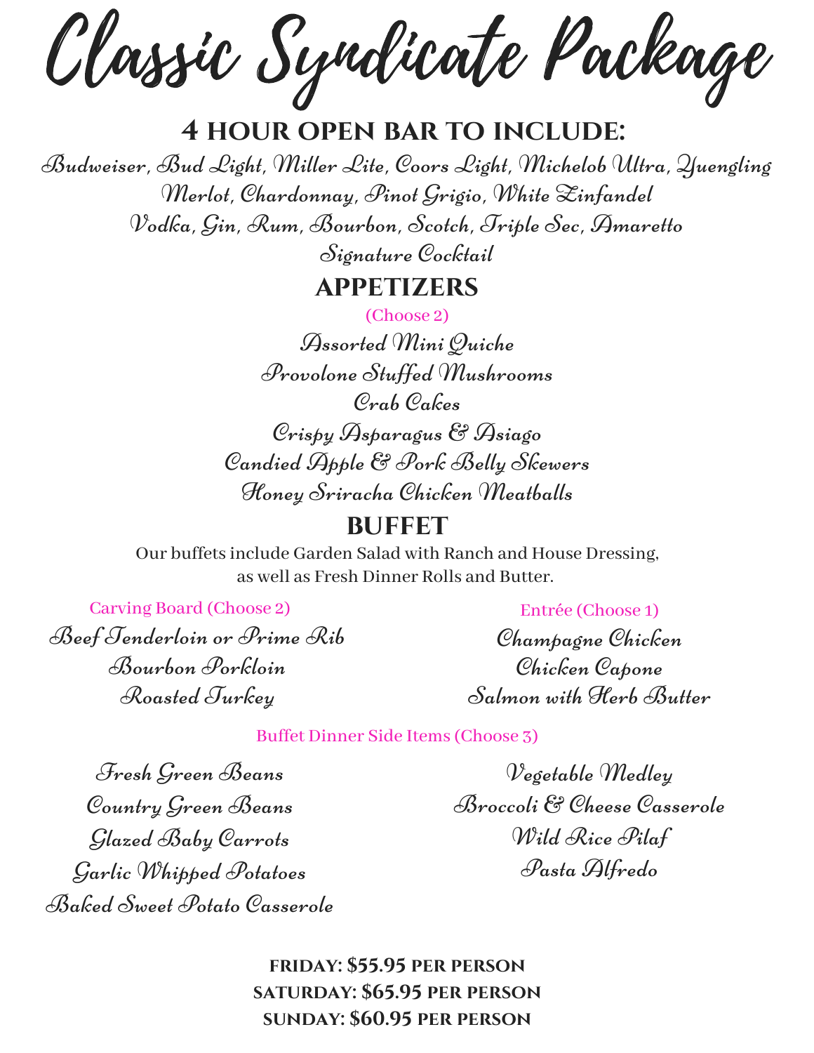# Classic Syndicate Package

## 4 HOUR OPEN BAR TO INCLUDE:

Budweiser, Bud Light, Miller Lite, Coors Light, Michelob Ultra, Yuengling

Merlot, Chardonnay, Pinot Grigio, White Zinfandel

Vodka, Gin, Rum, Bourbon, Scotch, Triple Sec, Amaretto

Signature Cocktail

## APPETIZERS

(Choose 2)

Assorted Mini Quiche

Provolone Stuffed Mushrooms

Crab Cakes

Crispy Asparagus & Asiago

Candied Apple & Pork Belly Skewers

Honey Sriracha Chicken Meatballs

## BUFFET

Our buffets include Garden Salad with Ranch and House Dressing, as well as Fresh Dinner Rolls and Butter.

### Carving Board (Choose 2)

Beef Tenderloin or Prime Rib

Bourbon Porkloin

Roasted Turkey

### Entrée (Choose 1)

Champagne Chicken

Chicken Capone

Salmon with Herb Butter

### Buffet Dinner Side Items (Choose 3)

Fresh Green Beans

Country Green Beans

Glazed Baby Carrots

Garlic Whipped Potatoes

Baked Sweet Potato Casserole

Vegetable Medley

Broccoli & Cheese Casserole

Wild Rice Pilaf

Pasta Alfredo

**FRIDAY: $55.95 PER PERSON**

**SATURDAY: $65.95 PER PERSON**

**SUNDAY: $60.95 PER PERSON**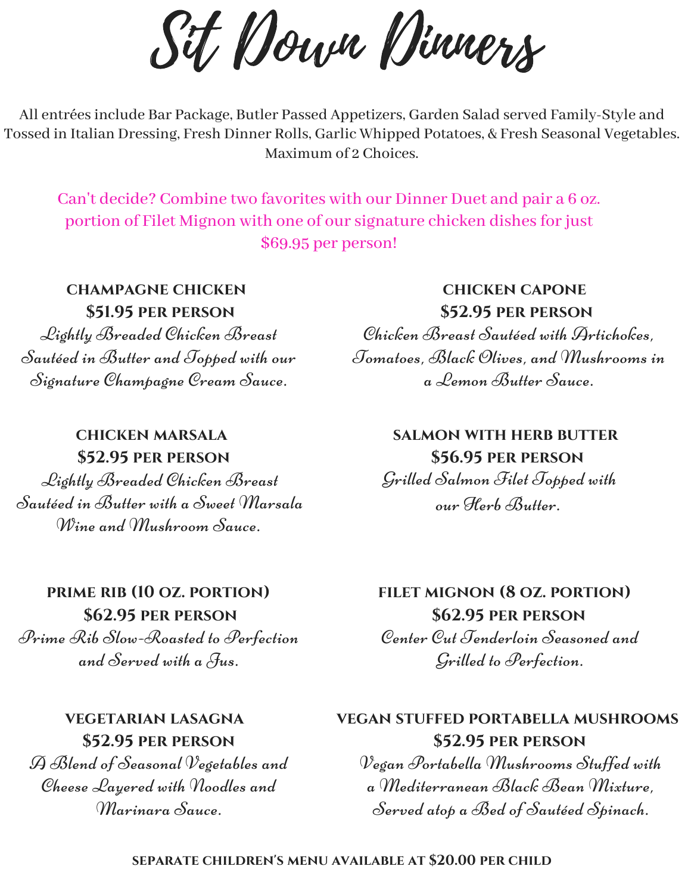# Sit Down Dinners

All entrées include Bar Package, Butler Passed Appetizers, Garden Salad served Family-Style and Tossed in Italian Dressing, Fresh Dinner Rolls, Garlic Whipped Potatoes, & Fresh Seasonal Vegetables. Maximum of 2 Choices.

Can't decide? Combine two favorites with our Dinner Duet and pair a 6 oz. portion of Filet Mignon with one of our signature chicken dishes for just $69.95 per person!

### CHAMPAGNE CHICKEN
**$51.95 PER PERSON**

*Lightly Breaded Chicken Breast Sautéed in Butter and Topped with our Signature Champagne Cream Sauce.*

### CHICKEN CAPONE
**$52.95 PER PERSON**

*Chicken Breast Sautéed with Artichokes, Tomatoes, Black Olives, and Mushrooms in a Lemon Butter Sauce.*

### CHICKEN MARSALA
**$52.95 PER PERSON**

*Lightly Breaded Chicken Breast Sautéed in Butter with a Sweet Marsala Wine and Mushroom Sauce.*

### SALMON WITH HERB BUTTER
**$56.95 PER PERSON**

*Grilled Salmon Filet Topped with our Herb Butter.*

### PRIME RIB (10 OZ. PORTION)
**$62.95 PER PERSON**

*Prime Rib Slow-Roasted to Perfection and Served with a Jus.*

### FILET MIGNON (8 OZ. PORTION)
**$62.95 PER PERSON**

*Center Cut Tenderloin Seasoned and Grilled to Perfection.*

### VEGETARIAN LASAGNA
**$52.95 PER PERSON**

*A Blend of Seasonal Vegetables and Cheese Layered with Noodles and Marinara Sauce.*

### VEGAN STUFFED PORTABELLA MUSHROOMS
**$52.95 PER PERSON**

*Vegan Portabella Mushrooms Stuffed with a Mediterranean Black Bean Mixture, Served atop a Bed of Sautéed Spinach.*

**SEPARATE CHILDREN'S MENU AVAILABLE AT $20.00 PER CHILD**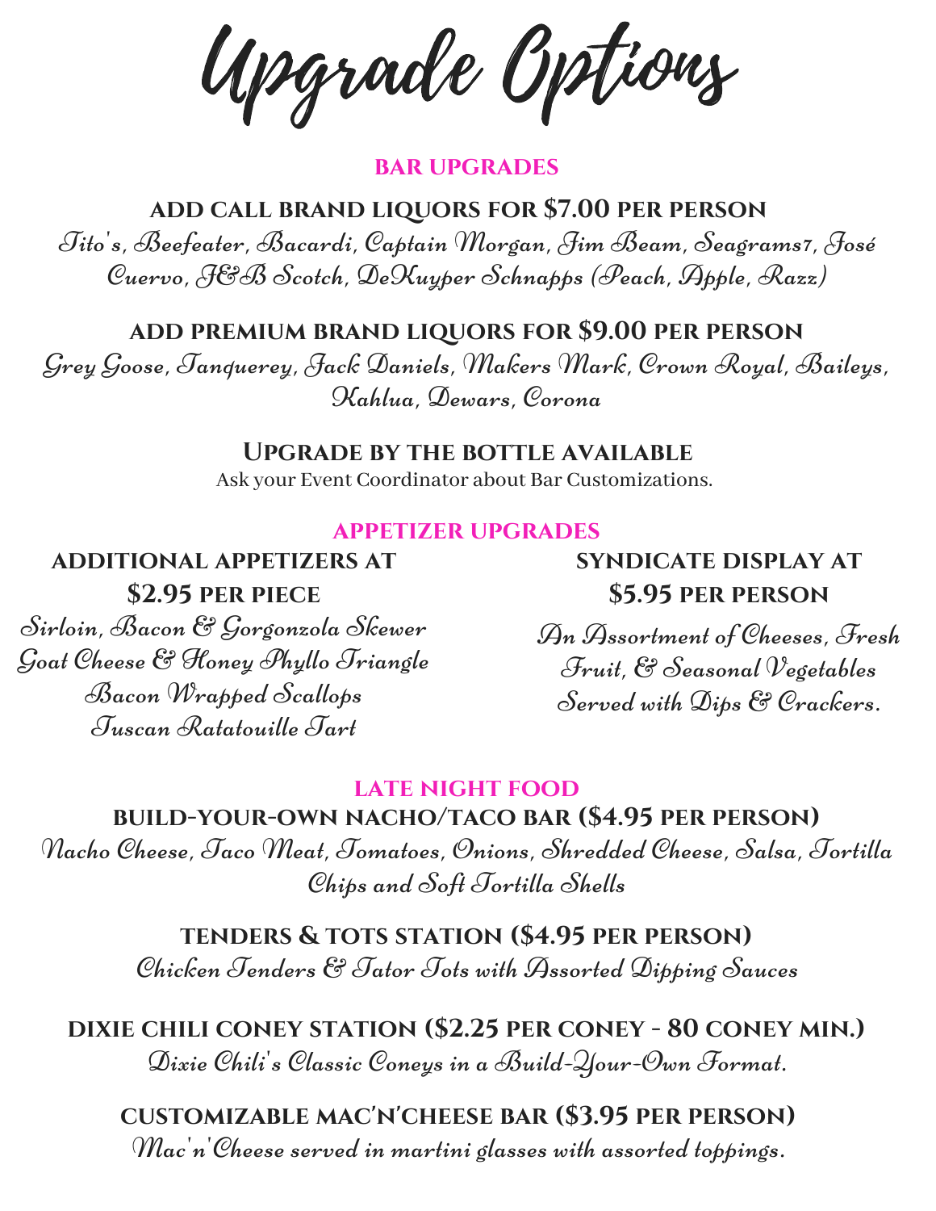# Upgrade Options

## BAR UPGRADES

### ADD CALL BRAND LIQUORS FOR $7.00 PER PERSON

*Tito's, Beefeater, Bacardi, Captain Morgan, Jim Beam, Seagrams7, José Cuervo, J&B Scotch, DeKuyper Schnapps (Peach, Apple, Razz)*

### ADD PREMIUM BRAND LIQUORS FOR $9.00 PER PERSON

*Grey Goose, Tanquerey, Jack Daniels, Makers Mark, Crown Royal, Baileys, Kahlua, Dewars, Corona*

### UPGRADE BY THE BOTTLE AVAILABLE

Ask your Event Coordinator about Bar Customizations.

## APPETIZER UPGRADES

### ADDITIONAL APPETIZERS AT $2.95 PER PIECE

*Sirloin, Bacon & Gorgonzola Skewer*
*Goat Cheese & Honey Phyllo Triangle*
*Bacon Wrapped Scallops*
*Tuscan Ratatouille Tart*

### SYNDICATE DISPLAY AT $5.95 PER PERSON

*An Assortment of Cheeses, Fresh Fruit, & Seasonal Vegetables Served with Dips & Crackers.*

## LATE NIGHT FOOD

### BUILD-YOUR-OWN NACHO/TACO BAR ($4.95 PER PERSON)

*Nacho Cheese, Taco Meat, Tomatoes, Onions, Shredded Cheese, Salsa, Tortilla Chips and Soft Tortilla Shells*

### TENDERS & TOTS STATION ($4.95 PER PERSON)

*Chicken Tenders & Tator Tots with Assorted Dipping Sauces*

### DIXIE CHILI CONEY STATION ($2.25 PER CONEY - 80 CONEY MIN.)

*Dixie Chili's Classic Coneys in a Build-Your-Own Format.*

### CUSTOMIZABLE MAC'N'CHEESE BAR ($3.95 PER PERSON)

*Mac'n'Cheese served in martini glasses with assorted toppings.*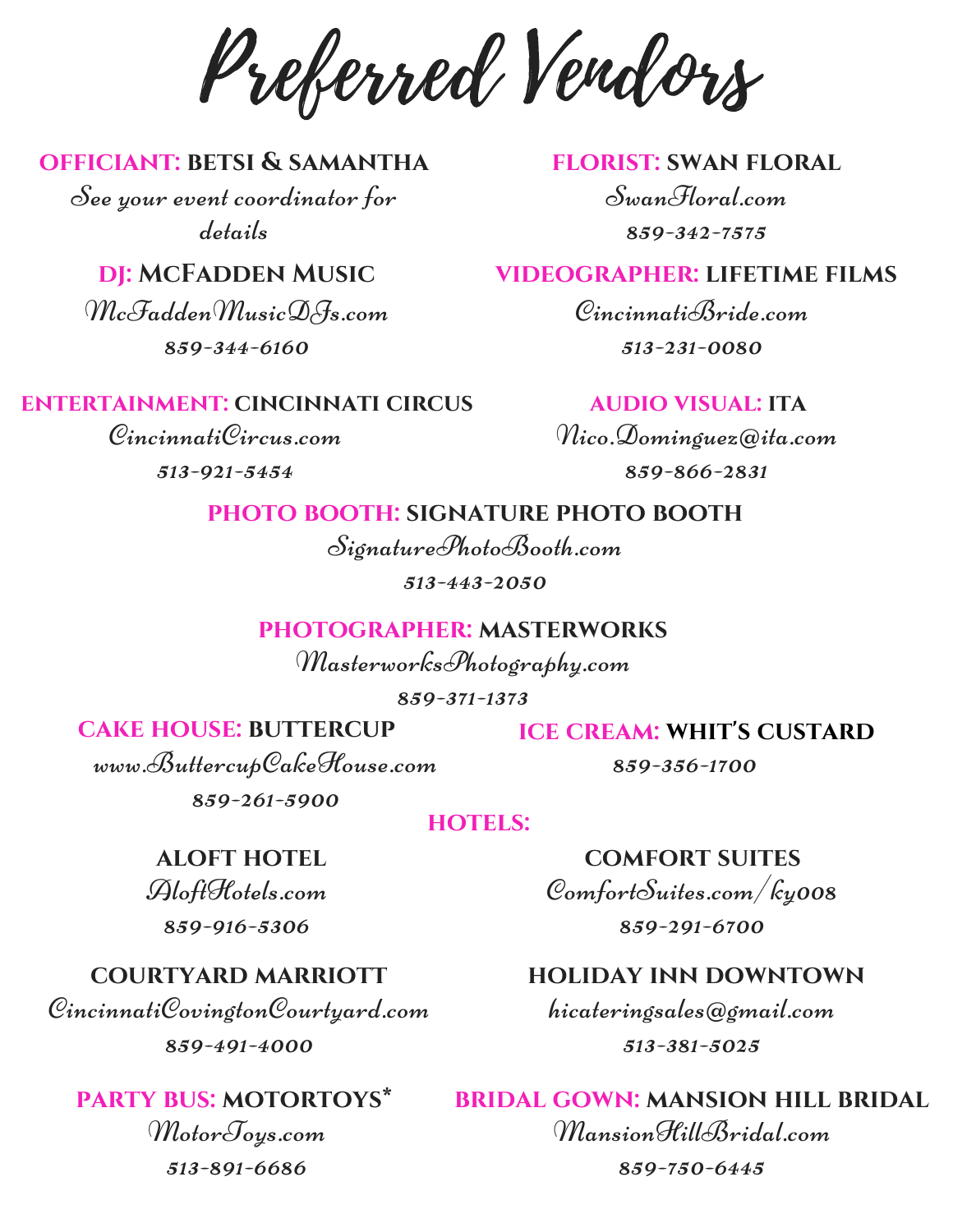# Preferred Vendors

**OFFICIANT: BETSI & SAMANTHA**
*See your event coordinator for details*

**FLORIST: SWAN FLORAL**
*SwanFloral.com*
*859-342-7575*

**DJ: MCFADDEN MUSIC**
*McFaddenMusicDJs.com*
*859-344-6160*

**VIDEOGRAPHER: LIFETIME FILMS**
*CincinnatiBride.com*
*513-231-0080*

**ENTERTAINMENT: CINCINNATI CIRCUS**
*CincinnatiCircus.com*
*513-921-5454*

**AUDIO VISUAL: ITA**
*Nico.Dominguez@ita.com*
*859-866-2831*

**PHOTO BOOTH: SIGNATURE PHOTO BOOTH**
*SignaturePhotoBooth.com*
*513-443-2050*

**PHOTOGRAPHER: MASTERWORKS**
*MasterworksPhotography.com*
*859-371-1373*

**CAKE HOUSE: BUTTERCUP**
*www.ButtercupCakeHouse.com*
*859-261-5900*

**ICE CREAM: WHIT'S CUSTARD**
*859-356-1700*

**HOTELS:**

**ALOFT HOTEL**
*AloftHotels.com*
*859-916-5306*

**COMFORT SUITES**
*ComfortSuites.com/ky008*
*859-291-6700*

**COURTYARD MARRIOTT**
*CincinnatiCovingtonCourtyard.com*
*859-491-4000*

**HOLIDAY INN DOWNTOWN**
*hicateringsales@gmail.com*
*513-381-5025*

**PARTY BUS: MOTORTOYS***
*MotorToys.com*
*513-891-6686*

**BRIDAL GOWN: MANSION HILL BRIDAL**
*MansionHillBridal.com*
*859-750-6445*